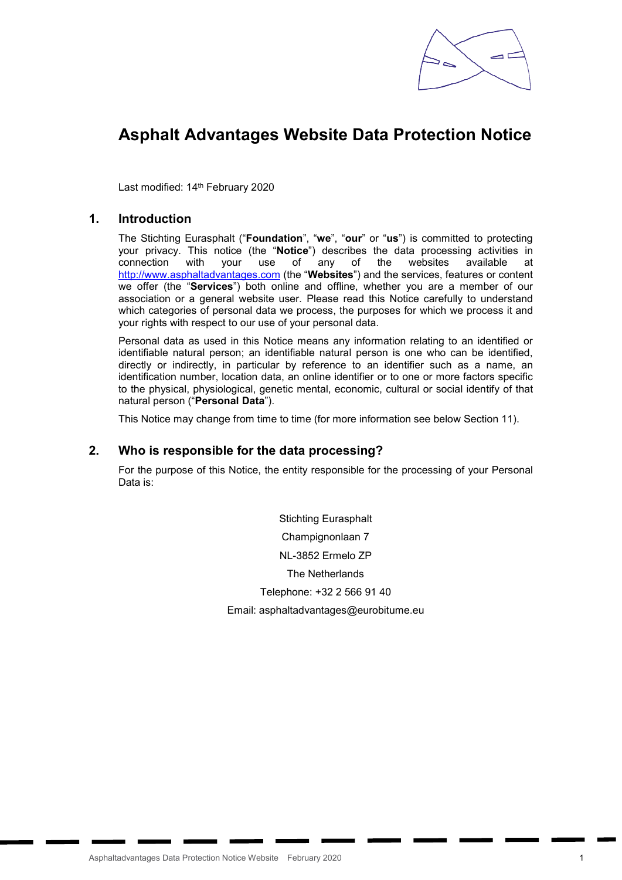# Asphalt Advantages Website Data Protection Notice

Last modified: 14th February 2020

## 1. Introduction

The Stichting Eurasphalt ("**Foundation**", "**we**", "**our**" or "**us**") is committed to protecting your privacy. This notice (the "**Notice**") describes the data processing activities in connection with your use of any of the websites available at http://www.asphaltadvantages.com (the "**Websites**") and the services, features or content we offer (the "**Services**") both online and offline, whether you are a member of our association or a general website user. Please read this Notice carefully to understand which categories of personal data we process, the purposes for which we process it and your rights with respect to our use of your personal data.

Personal data as used in this Notice means any information relating to an identified or identifiable natural person; an identifiable natural person is one who can be identified, directly or indirectly, in particular by reference to an identifier such as a name, an identification number, location data, an online identifier or to one or more factors specific to the physical, physiological, genetic mental, economic, cultural or social identify of that natural person ("**Personal Data**").

This Notice may change from time to time (for more information see below Section 11).

## 2. Who is responsible for the data processing?

For the purpose of this Notice, the entity responsible for the processing of your Personal Data is:

Stichting Eurasphalt
Champignonlaan 7
NL-3852 Ermelo ZP
The Netherlands
Telephone: +32 2 566 91 40
Email: asphaltadvantages@eurobitume.eu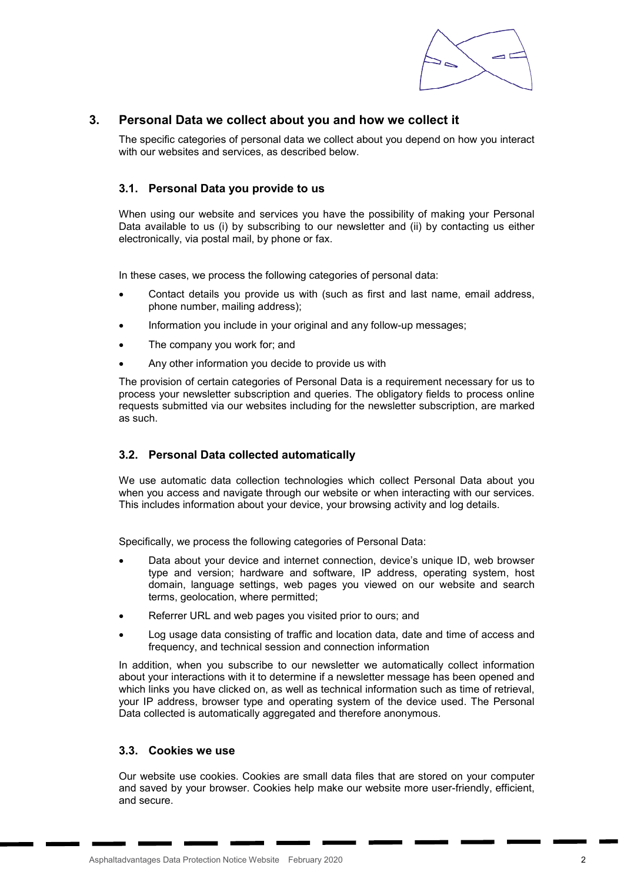## 3. Personal Data we collect about you and how we collect it

The specific categories of personal data we collect about you depend on how you interact with our websites and services, as described below.

### 3.1. Personal Data you provide to us

When using our website and services you have the possibility of making your Personal Data available to us (i) by subscribing to our newsletter and (ii) by contacting us either electronically, via postal mail, by phone or fax.

In these cases, we process the following categories of personal data:

- Contact details you provide us with (such as first and last name, email address, phone number, mailing address);
- Information you include in your original and any follow-up messages;
- The company you work for; and
- Any other information you decide to provide us with

The provision of certain categories of Personal Data is a requirement necessary for us to process your newsletter subscription and queries. The obligatory fields to process online requests submitted via our websites including for the newsletter subscription, are marked as such.

### 3.2. Personal Data collected automatically

We use automatic data collection technologies which collect Personal Data about you when you access and navigate through our website or when interacting with our services. This includes information about your device, your browsing activity and log details.

Specifically, we process the following categories of Personal Data:

- Data about your device and internet connection, device's unique ID, web browser type and version; hardware and software, IP address, operating system, host domain, language settings, web pages you viewed on our website and search terms, geolocation, where permitted;
- Referrer URL and web pages you visited prior to ours; and
- Log usage data consisting of traffic and location data, date and time of access and frequency, and technical session and connection information

In addition, when you subscribe to our newsletter we automatically collect information about your interactions with it to determine if a newsletter message has been opened and which links you have clicked on, as well as technical information such as time of retrieval, your IP address, browser type and operating system of the device used. The Personal Data collected is automatically aggregated and therefore anonymous.

### 3.3. Cookies we use

Our website use cookies. Cookies are small data files that are stored on your computer and saved by your browser. Cookies help make our website more user-friendly, efficient, and secure.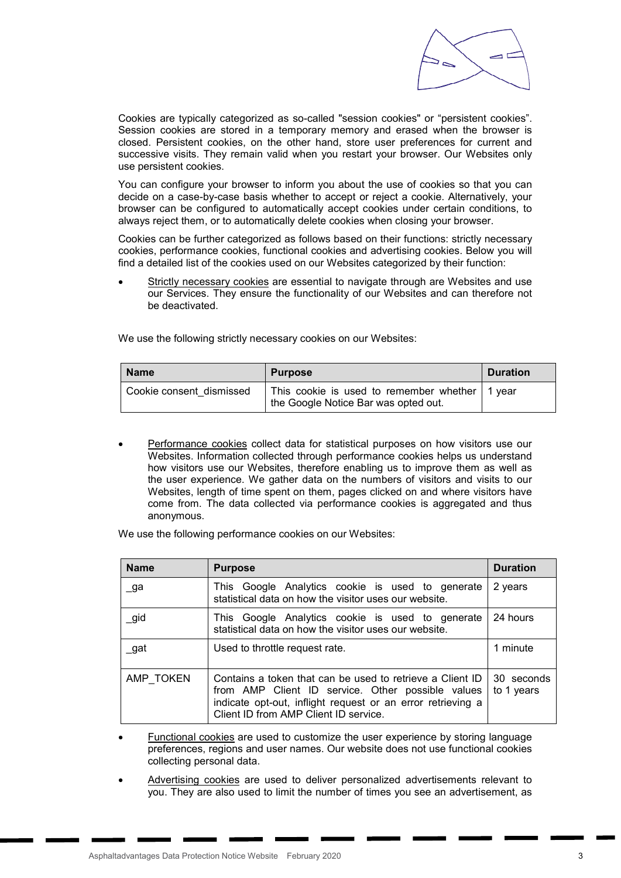Cookies are typically categorized as so-called "session cookies" or “persistent cookies”. Session cookies are stored in a temporary memory and erased when the browser is closed. Persistent cookies, on the other hand, store user preferences for current and successive visits. They remain valid when you restart your browser. Our Websites only use persistent cookies.

You can configure your browser to inform you about the use of cookies so that you can decide on a case-by-case basis whether to accept or reject a cookie. Alternatively, your browser can be configured to automatically accept cookies under certain conditions, to always reject them, or to automatically delete cookies when closing your browser.

Cookies can be further categorized as follows based on their functions: strictly necessary cookies, performance cookies, functional cookies and advertising cookies. Below you will find a detailed list of the cookies used on our Websites categorized by their function:

- Strictly necessary cookies are essential to navigate through are Websites and use our Services. They ensure the functionality of our Websites and can therefore not be deactivated.

We use the following strictly necessary cookies on our Websites:

| Name | Purpose | Duration |
|---|---|---|
| Cookie consent_dismissed | This cookie is used to remember whether the Google Notice Bar was opted out. | 1 year |

- Performance cookies collect data for statistical purposes on how visitors use our Websites. Information collected through performance cookies helps us understand how visitors use our Websites, therefore enabling us to improve them as well as the user experience. We gather data on the numbers of visitors and visits to our Websites, length of time spent on them, pages clicked on and where visitors have come from. The data collected via performance cookies is aggregated and thus anonymous.

We use the following performance cookies on our Websites:

| Name | Purpose | Duration |
|---|---|---|
| _ga | This Google Analytics cookie is used to generate statistical data on how the visitor uses our website. | 2 years |
| _gid | This Google Analytics cookie is used to generate statistical data on how the visitor uses our website. | 24 hours |
| _gat | Used to throttle request rate. | 1 minute |
| AMP_TOKEN | Contains a token that can be used to retrieve a Client ID from AMP Client ID service. Other possible values indicate opt-out, inflight request or an error retrieving a Client ID from AMP Client ID service. | 30 seconds to 1 years |

- Functional cookies are used to customize the user experience by storing language preferences, regions and user names. Our website does not use functional cookies collecting personal data.

- Advertising cookies are used to deliver personalized advertisements relevant to you. They are also used to limit the number of times you see an advertisement, as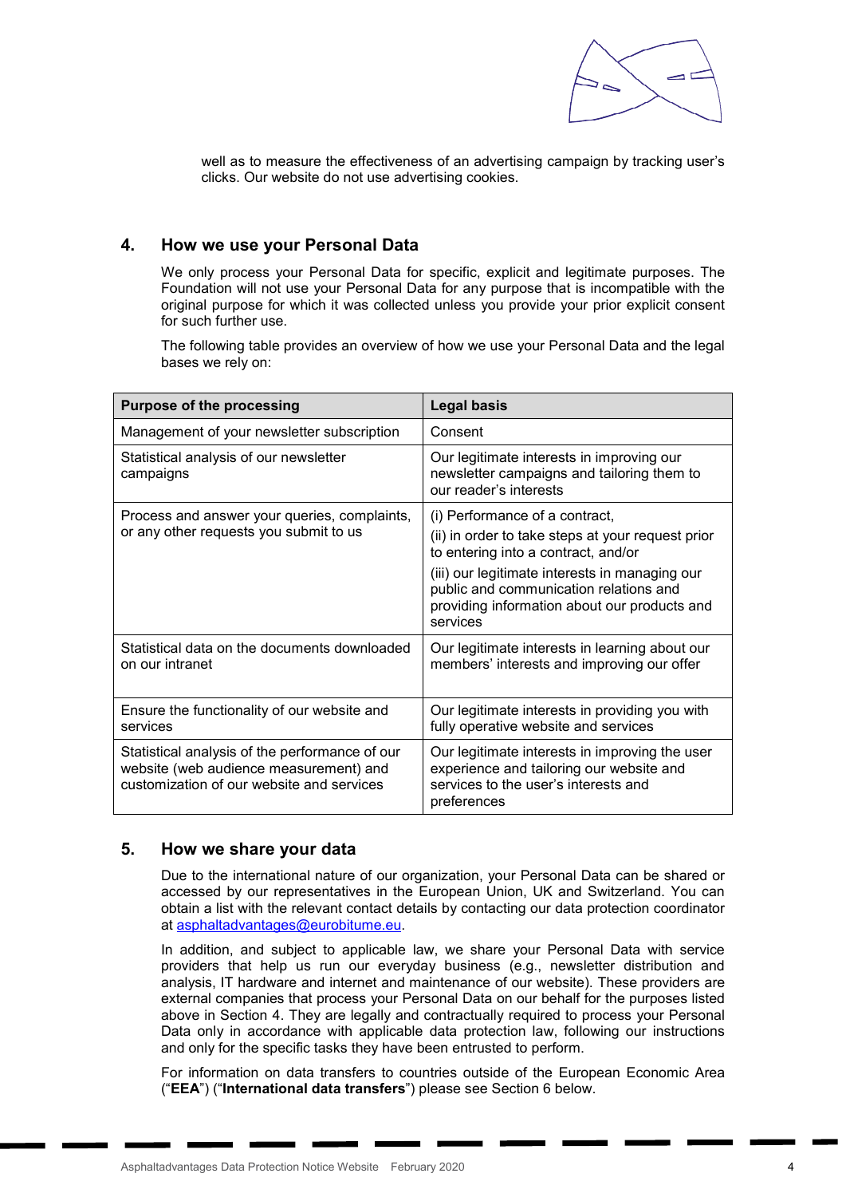well as to measure the effectiveness of an advertising campaign by tracking user's clicks. Our website do not use advertising cookies.

## 4. How we use your Personal Data

We only process your Personal Data for specific, explicit and legitimate purposes. The Foundation will not use your Personal Data for any purpose that is incompatible with the original purpose for which it was collected unless you provide your prior explicit consent for such further use.

The following table provides an overview of how we use your Personal Data and the legal bases we rely on:

| Purpose of the processing | Legal basis |
|---|---|
| Management of your newsletter subscription | Consent |
| Statistical analysis of our newsletter campaigns | Our legitimate interests in improving our newsletter campaigns and tailoring them to our reader's interests |
| Process and answer your queries, complaints, or any other requests you submit to us | (i) Performance of a contract,<br>(ii) in order to take steps at your request prior to entering into a contract, and/or<br>(iii) our legitimate interests in managing our public and communication relations and providing information about our products and services |
| Statistical data on the documents downloaded on our intranet | Our legitimate interests in learning about our members' interests and improving our offer |
| Ensure the functionality of our website and services | Our legitimate interests in providing you with fully operative website and services |
| Statistical analysis of the performance of our website (web audience measurement) and customization of our website and services | Our legitimate interests in improving the user experience and tailoring our website and services to the user's interests and preferences |

## 5. How we share your data

Due to the international nature of our organization, your Personal Data can be shared or accessed by our representatives in the European Union, UK and Switzerland. You can obtain a list with the relevant contact details by contacting our data protection coordinator at asphaltadvantages@eurobitume.eu.

In addition, and subject to applicable law, we share your Personal Data with service providers that help us run our everyday business (e.g., newsletter distribution and analysis, IT hardware and internet and maintenance of our website). These providers are external companies that process your Personal Data on our behalf for the purposes listed above in Section 4. They are legally and contractually required to process your Personal Data only in accordance with applicable data protection law, following our instructions and only for the specific tasks they have been entrusted to perform.

For information on data transfers to countries outside of the European Economic Area ("**EEA**") ("**International data transfers**") please see Section 6 below.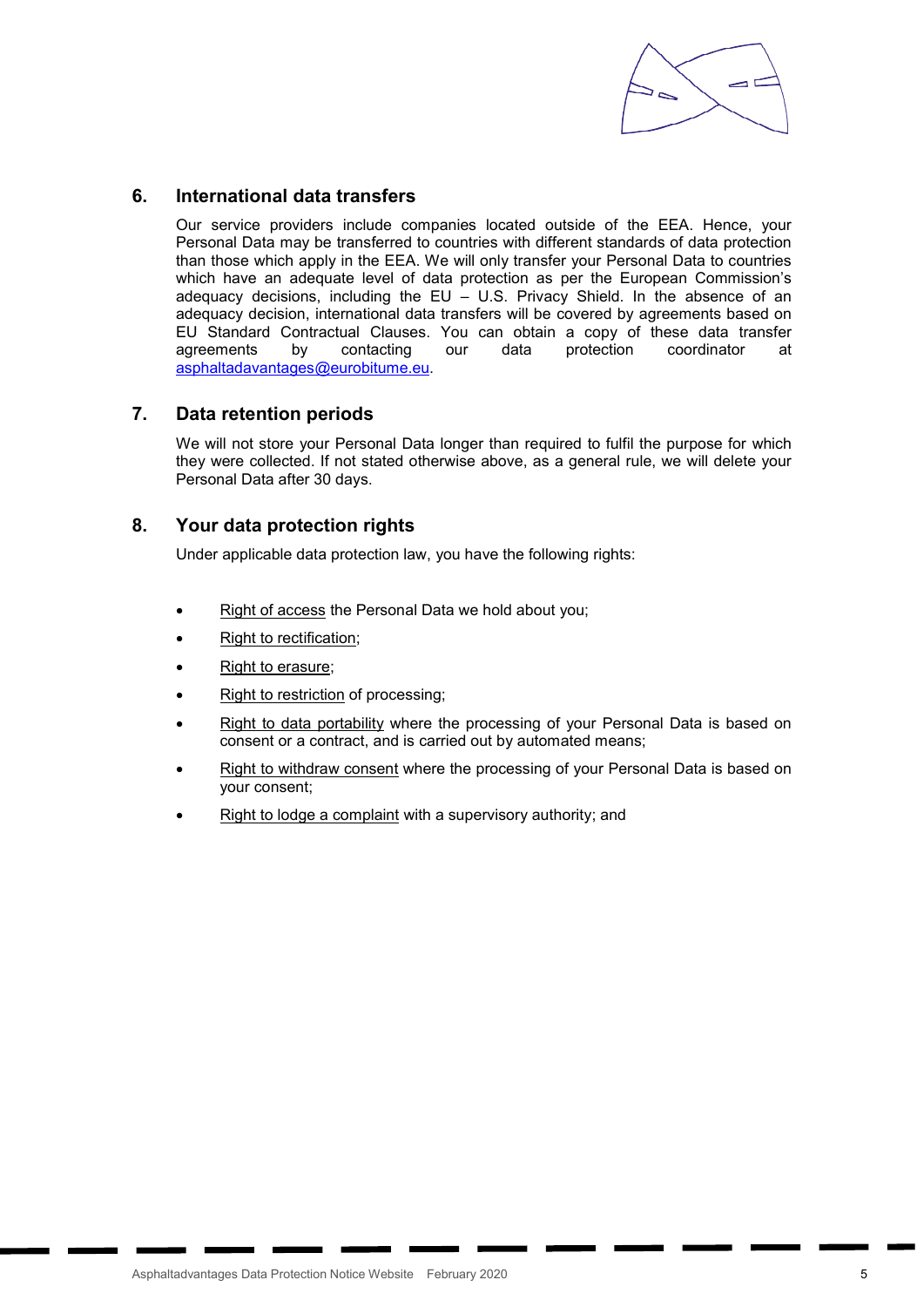## 6. International data transfers

Our service providers include companies located outside of the EEA. Hence, your Personal Data may be transferred to countries with different standards of data protection than those which apply in the EEA. We will only transfer your Personal Data to countries which have an adequate level of data protection as per the European Commission's adequacy decisions, including the EU – U.S. Privacy Shield. In the absence of an adequacy decision, international data transfers will be covered by agreements based on EU Standard Contractual Clauses. You can obtain a copy of these data transfer agreements by contacting our data protection coordinator at asphaltadavantages@eurobitume.eu.

## 7. Data retention periods

We will not store your Personal Data longer than required to fulfil the purpose for which they were collected. If not stated otherwise above, as a general rule, we will delete your Personal Data after 30 days.

## 8. Your data protection rights

Under applicable data protection law, you have the following rights:

- Right of access the Personal Data we hold about you;
- Right to rectification;
- Right to erasure;
- Right to restriction of processing;
- Right to data portability where the processing of your Personal Data is based on consent or a contract, and is carried out by automated means;
- Right to withdraw consent where the processing of your Personal Data is based on your consent;
- Right to lodge a complaint with a supervisory authority; and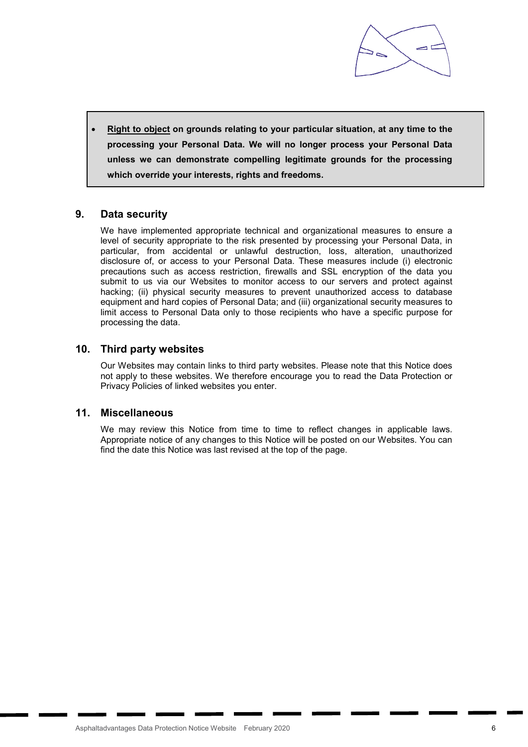- **<u>Right to object</u> on grounds relating to your particular situation, at any time to the processing your Personal Data. We will no longer process your Personal Data unless we can demonstrate compelling legitimate grounds for the processing which override your interests, rights and freedoms.**

## 9. Data security

We have implemented appropriate technical and organizational measures to ensure a level of security appropriate to the risk presented by processing your Personal Data, in particular, from accidental or unlawful destruction, loss, alteration, unauthorized disclosure of, or access to your Personal Data. These measures include (i) electronic precautions such as access restriction, firewalls and SSL encryption of the data you submit to us via our Websites to monitor access to our servers and protect against hacking; (ii) physical security measures to prevent unauthorized access to database equipment and hard copies of Personal Data; and (iii) organizational security measures to limit access to Personal Data only to those recipients who have a specific purpose for processing the data.

## 10. Third party websites

Our Websites may contain links to third party websites. Please note that this Notice does not apply to these websites. We therefore encourage you to read the Data Protection or Privacy Policies of linked websites you enter.

## 11. Miscellaneous

We may review this Notice from time to time to reflect changes in applicable laws. Appropriate notice of any changes to this Notice will be posted on our Websites. You can find the date this Notice was last revised at the top of the page.